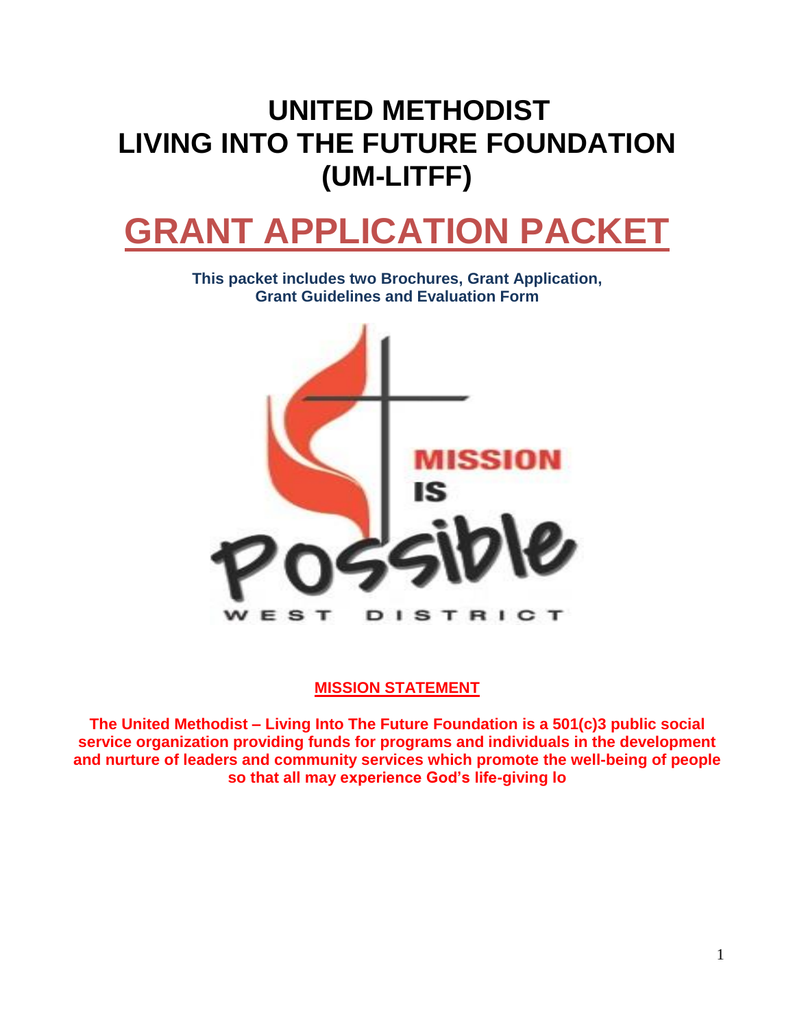# UNITED METHODIST LIVING INTO THE FUTURE FOUNDATION (UM-LITFF)

# GRANT APPLICATION PACKET

**This packet includes two Brochures, Grant Application, Grant Guidelines and Evaluation Form**

MISSION IS Possible

WEST DISTRICT

## MISSION STATEMENT

**The United Methodist – Living Into The Future Foundation is a 501(c)3 public social service organization providing funds for programs and individuals in the development and nurture of leaders and community services which promote the well-being of people so that all may experience God's life-giving lo**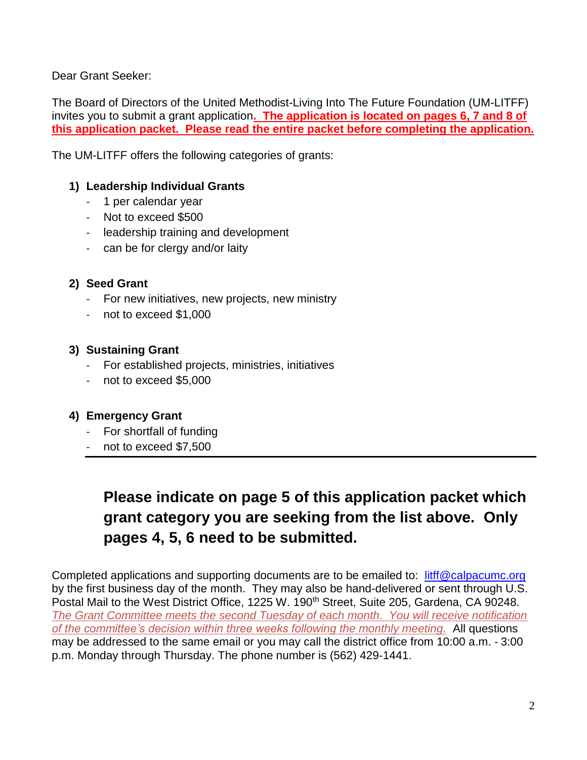Dear Grant Seeker:

The Board of Directors of the United Methodist-Living Into The Future Foundation (UM-LITFF) invites you to submit a grant application**. The application is located on pages 6, 7 and 8 of this application packet. Please read the entire packet before completing the application.**

The UM-LITFF offers the following categories of grants:

1) **Leadership Individual Grants**
   - 1 per calendar year
   - Not to exceed $500
   - leadership training and development
   - can be for clergy and/or laity

2) **Seed Grant**
   - For new initiatives, new projects, new ministry
   - not to exceed $1,000

3) **Sustaining Grant**
   - For established projects, ministries, initiatives
   - not to exceed $5,000

4) **Emergency Grant**
   - For shortfall of funding
   - not to exceed $7,500

---

## Please indicate on page 5 of this application packet which grant category you are seeking from the list above. Only pages 4, 5, 6 need to be submitted.

Completed applications and supporting documents are to be emailed to: litff@calpacumc.org by the first business day of the month. They may also be hand-delivered or sent through U.S. Postal Mail to the West District Office, 1225 W. 190th Street, Suite 205, Gardena, CA 90248. *The Grant Committee meets the second Tuesday of each month. You will receive notification of the committee's decision within three weeks following the monthly meeting.* All questions may be addressed to the same email or you may call the district office from 10:00 a.m. - 3:00 p.m. Monday through Thursday. The phone number is (562) 429-1441.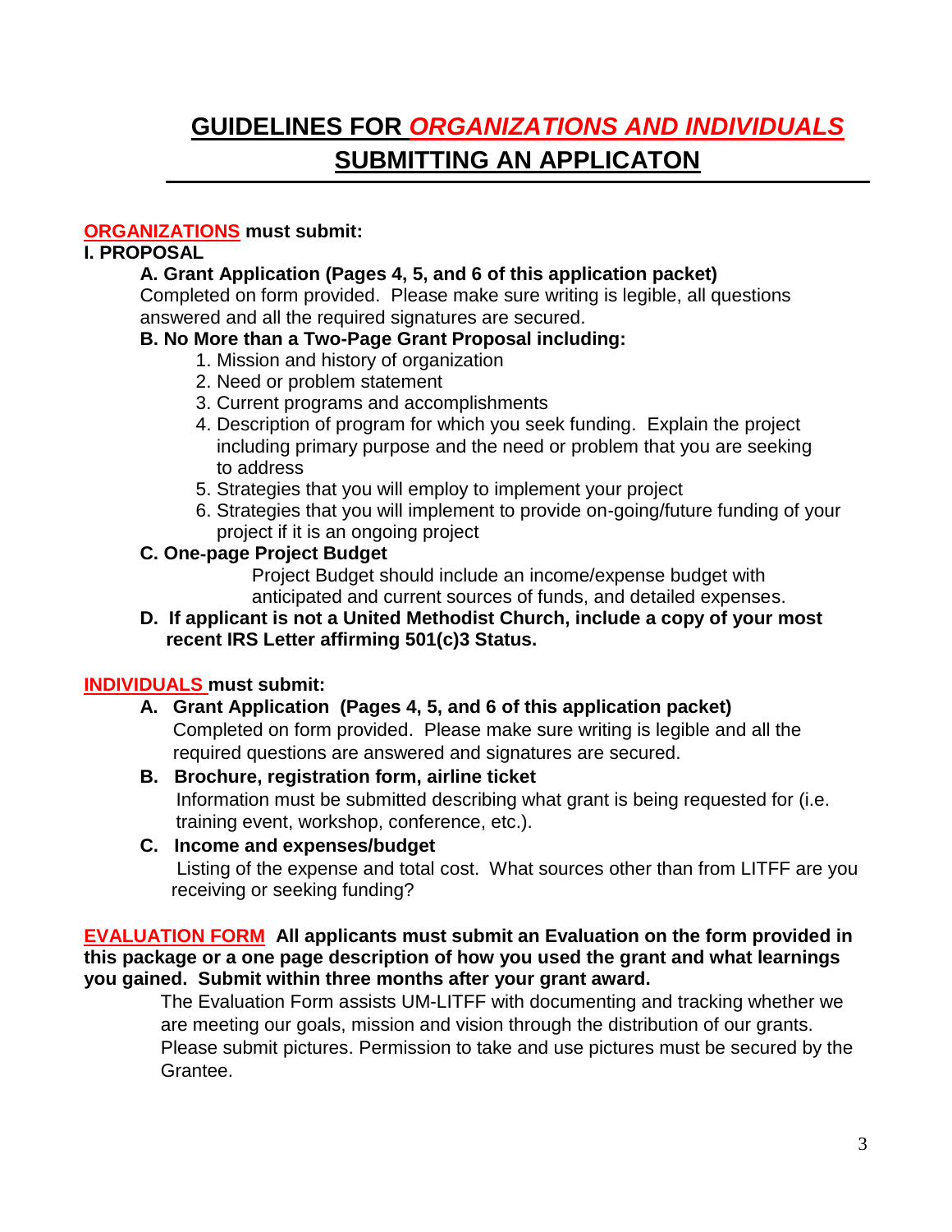# GUIDELINES FOR *ORGANIZATIONS AND INDIVIDUALS* SUBMITTING AN APPLICATON

**ORGANIZATIONS must submit:**

**I. PROPOSAL**

**A. Grant Application (Pages 4, 5, and 6 of this application packet)**

Completed on form provided. Please make sure writing is legible, all questions answered and all the required signatures are secured.

**B. No More than a Two-Page Grant Proposal including:**

1. Mission and history of organization
2. Need or problem statement
3. Current programs and accomplishments
4. Description of program for which you seek funding. Explain the project including primary purpose and the need or problem that you are seeking to address
5. Strategies that you will employ to implement your project
6. Strategies that you will implement to provide on-going/future funding of your project if it is an ongoing project

**C. One-page Project Budget**

Project Budget should include an income/expense budget with anticipated and current sources of funds, and detailed expenses.

**D. If applicant is not a United Methodist Church, include a copy of your most recent IRS Letter affirming 501(c)3 Status.**

**INDIVIDUALS must submit:**

**A. Grant Application (Pages 4, 5, and 6 of this application packet)**

Completed on form provided. Please make sure writing is legible and all the required questions are answered and signatures are secured.

**B. Brochure, registration form, airline ticket**

Information must be submitted describing what grant is being requested for (i.e. training event, workshop, conference, etc.).

**C. Income and expenses/budget**

Listing of the expense and total cost. What sources other than from LITFF are you receiving or seeking funding?

**EVALUATION FORM All applicants must submit an Evaluation on the form provided in this package or a one page description of how you used the grant and what learnings you gained. Submit within three months after your grant award.**

The Evaluation Form assists UM-LITFF with documenting and tracking whether we are meeting our goals, mission and vision through the distribution of our grants. Please submit pictures. Permission to take and use pictures must be secured by the Grantee.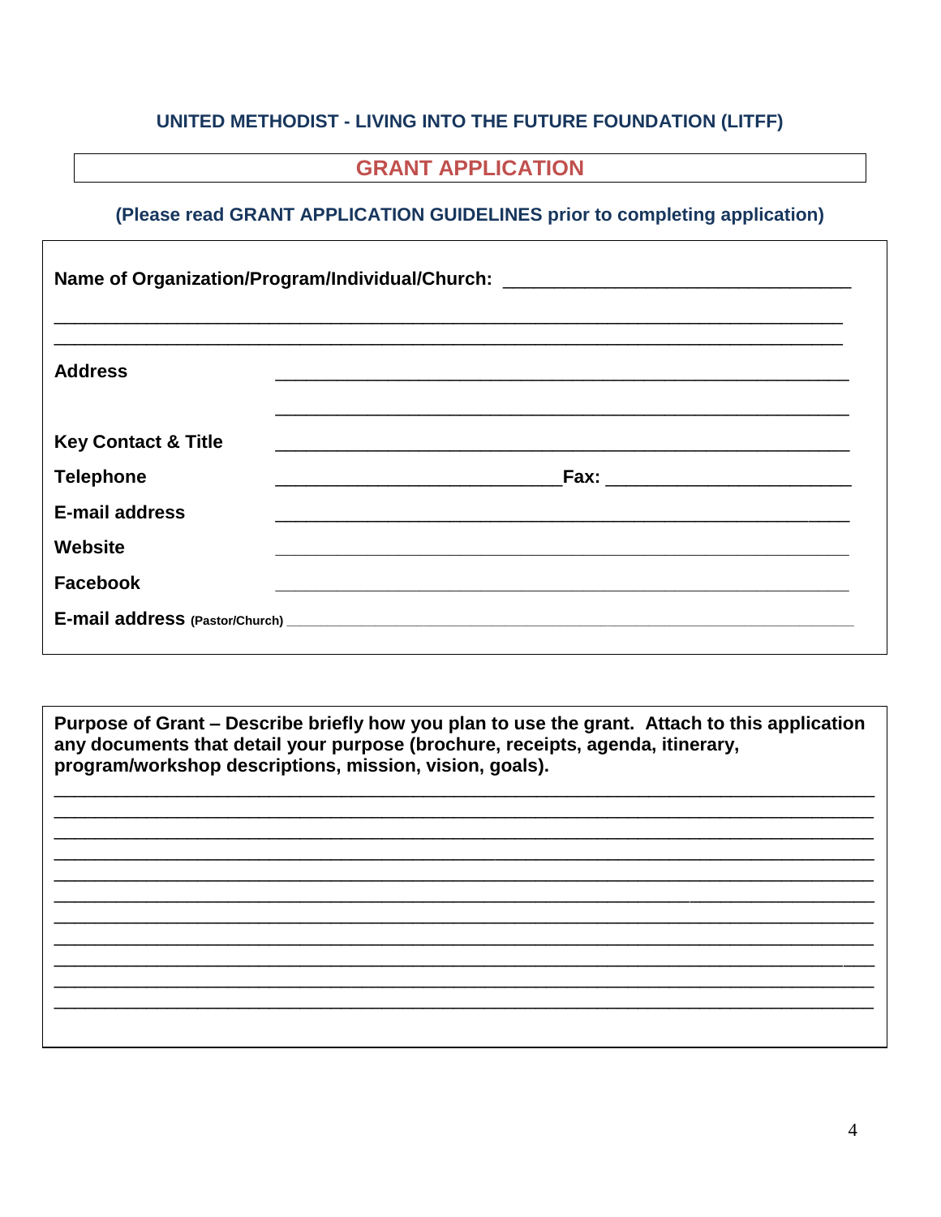**UNITED METHODIST - LIVING INTO THE FUTURE FOUNDATION (LITFF)**

# GRANT APPLICATION

**(Please read GRANT APPLICATION GUIDELINES prior to completing application)**

**Name of Organization/Program/Individual/Church:** ___________________________________

_______________________________________________________________________________

_______________________________________________________________________________

**Address** _________________________________________________________

_________________________________________________________

**Key Contact & Title** _________________________________________________________

**Telephone** ____________________________**Fax:** _________________________

**E-mail address** _________________________________________________________

**Website** _________________________________________________________

**Facebook** _________________________________________________________

**E-mail address (Pastor/Church)** _________________________________________________________

**Purpose of Grant – Describe briefly how you plan to use the grant. Attach to this application any documents that detail your purpose (brochure, receipts, agenda, itinerary, program/workshop descriptions, mission, vision, goals).**

_______________________________________________________________________________

_______________________________________________________________________________

_______________________________________________________________________________

_______________________________________________________________________________

_______________________________________________________________________________

_______________________________________________________________________________

_______________________________________________________________________________

_______________________________________________________________________________

_______________________________________________________________________________

_______________________________________________________________________________

_______________________________________________________________________________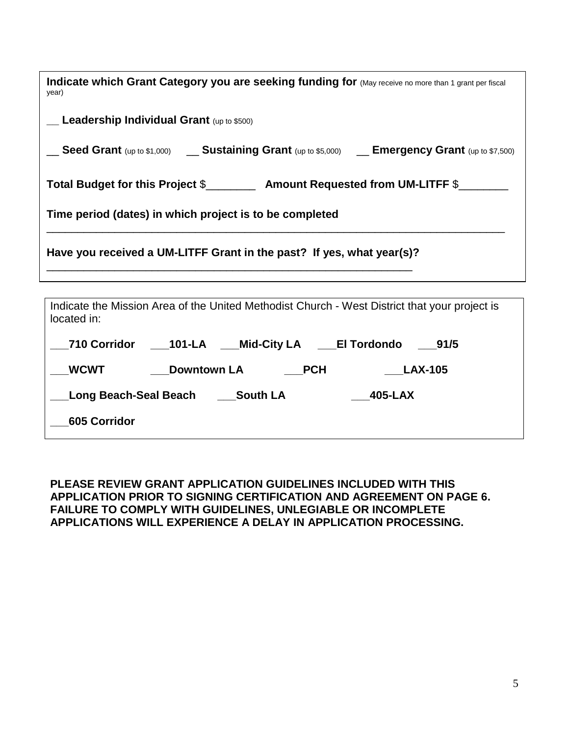**Indicate which Grant Category you are seeking funding for** (May receive no more than 1 grant per fiscal year)

__ **Leadership Individual Grant** (up to $500)

__ **Seed Grant** (up to $1,000)  __ **Sustaining Grant** (up to $5,000)  __ **Emergency Grant** (up to $7,500)

**Total Budget for this Project** $________  **Amount Requested from UM-LITFF** $________

**Time period (dates) in which project is to be completed**

_______________________________________________________________________________

**Have you received a UM-LITFF Grant in the past? If yes, what year(s)?**

_______________________________________________________________

Indicate the Mission Area of the United Methodist Church - West District that your project is located in:

___**710 Corridor**  ___**101-LA**  ___**Mid-City LA**  ___**El Tordondo**  ___**91/5**

___**WCWT**  ___**Downtown LA**  ___**PCH**  ___**LAX-105**

___**Long Beach-Seal Beach**  ___**South LA**  ___**405-LAX**

___**605 Corridor**

**PLEASE REVIEW GRANT APPLICATION GUIDELINES INCLUDED WITH THIS APPLICATION PRIOR TO SIGNING CERTIFICATION AND AGREEMENT ON PAGE 6. FAILURE TO COMPLY WITH GUIDELINES, UNLEGIABLE OR INCOMPLETE APPLICATIONS WILL EXPERIENCE A DELAY IN APPLICATION PROCESSING.**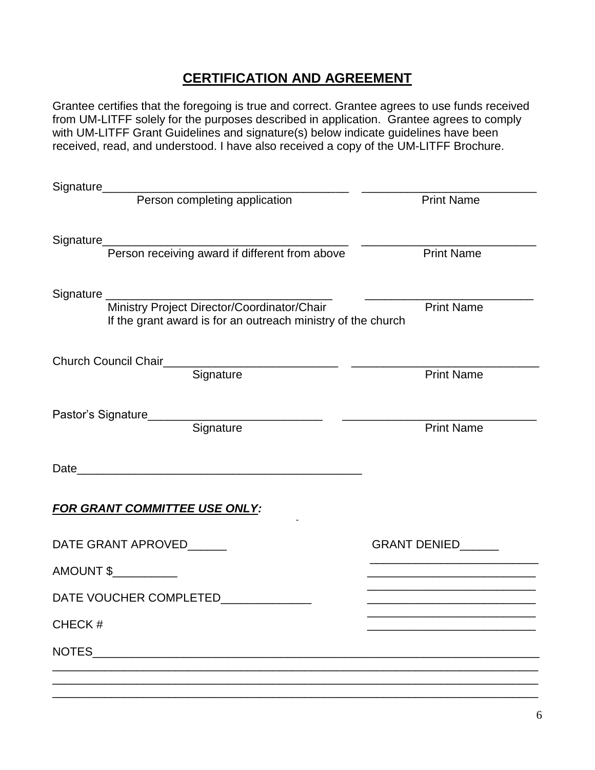## CERTIFICATION AND AGREEMENT

Grantee certifies that the foregoing is true and correct. Grantee agrees to use funds received from UM-LITFF solely for the purposes described in application. Grantee agrees to comply with UM-LITFF Grant Guidelines and signature(s) below indicate guidelines have been received, read, and understood. I have also received a copy of the UM-LITFF Brochure.

Signature______________________________________ __________________________
Person completing application Print Name

Signature______________________________________ __________________________
Person receiving award if different from above Print Name

Signature ___________________________________ _________________________
Ministry Project Director/Coordinator/Chair Print Name
If the grant award is for an outreach ministry of the church

Church Council Chair___________________________ ____________________________
Signature Print Name

Pastor's Signature___________________________ _____________________________
Signature Print Name

Date____________________________________________

***FOR GRANT COMMITTEE USE ONLY:***

DATE GRANT APROVED______ GRANT DENIED______

AMOUNT $__________

DATE VOUCHER COMPLETED______________

CHECK #

NOTES_______________________________________________________________________
____________________________________________________________________________
____________________________________________________________________________
____________________________________________________________________________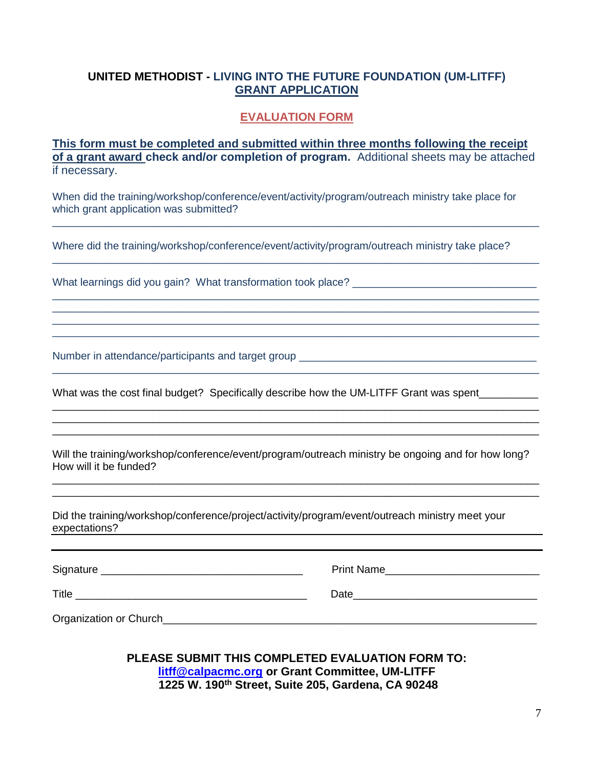**UNITED METHODIST - LIVING INTO THE FUTURE FOUNDATION (UM-LITFF)**
**GRANT APPLICATION**

## EVALUATION FORM

**This form must be completed and submitted within three months following the receipt of a grant award check and/or completion of program.** Additional sheets may be attached if necessary.

When did the training/workshop/conference/event/activity/program/outreach ministry take place for which grant application was submitted?

_______________________________________________________________________________

Where did the training/workshop/conference/event/activity/program/outreach ministry take place?

_______________________________________________________________________________

What learnings did you gain? What transformation took place? ______________________________

_______________________________________________________________________________

_______________________________________________________________________________

_______________________________________________________________________________

_______________________________________________________________________________

Number in attendance/participants and target group ______________________________________

_______________________________________________________________________________

What was the cost final budget? Specifically describe how the UM-LITFF Grant was spent__________

_______________________________________________________________________________

_______________________________________________________________________________

_______________________________________________________________________________

Will the training/workshop/conference/event/program/outreach ministry be ongoing and for how long? How will it be funded?

_______________________________________________________________________________

_______________________________________________________________________________

Did the training/workshop/conference/project/activity/program/event/outreach ministry meet your expectations?

_______________________________________________________________________________

_______________________________________________________________________________

Signature ___________________________________ Print Name__________________________

Title ________________________________________ Date_______________________________

Organization or Church_____________________________________________________________

**PLEASE SUBMIT THIS COMPLETED EVALUATION FORM TO:**
**litff@calpacmc.org or Grant Committee, UM-LITFF**
**1225 W. 190th Street, Suite 205, Gardena, CA 90248**